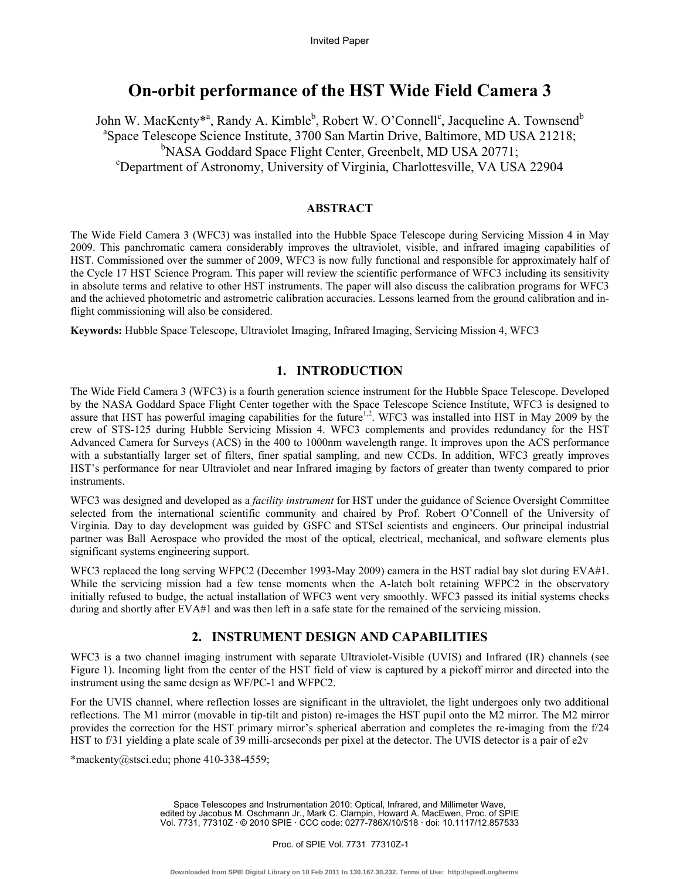Invited Paper

# On-orbit performance of the HST Wide Field Camera 3

John W. MacKenty*[a], Randy A. Kimble[b], Robert W. O'Connell[c], Jacqueline A. Townsend[b]

[a]Space Telescope Science Institute, 3700 San Martin Drive, Baltimore, MD USA 21218;
[b]NASA Goddard Space Flight Center, Greenbelt, MD USA 20771;
[c]Department of Astronomy, University of Virginia, Charlottesville, VA USA 22904

## ABSTRACT

The Wide Field Camera 3 (WFC3) was installed into the Hubble Space Telescope during Servicing Mission 4 in May 2009. This panchromatic camera considerably improves the ultraviolet, visible, and infrared imaging capabilities of HST. Commissioned over the summer of 2009, WFC3 is now fully functional and responsible for approximately half of the Cycle 17 HST Science Program. This paper will review the scientific performance of WFC3 including its sensitivity in absolute terms and relative to other HST instruments. The paper will also discuss the calibration programs for WFC3 and the achieved photometric and astrometric calibration accuracies. Lessons learned from the ground calibration and in-flight commissioning will also be considered.

**Keywords:** Hubble Space Telescope, Ultraviolet Imaging, Infrared Imaging, Servicing Mission 4, WFC3

## 1. INTRODUCTION

The Wide Field Camera 3 (WFC3) is a fourth generation science instrument for the Hubble Space Telescope. Developed by the NASA Goddard Space Flight Center together with the Space Telescope Science Institute, WFC3 is designed to assure that HST has powerful imaging capabilities for the future[1,2]. WFC3 was installed into HST in May 2009 by the crew of STS-125 during Hubble Servicing Mission 4. WFC3 complements and provides redundancy for the HST Advanced Camera for Surveys (ACS) in the 400 to 1000nm wavelength range. It improves upon the ACS performance with a substantially larger set of filters, finer spatial sampling, and new CCDs. In addition, WFC3 greatly improves HST's performance for near Ultraviolet and near Infrared imaging by factors of greater than twenty compared to prior instruments.

WFC3 was designed and developed as a *facility instrument* for HST under the guidance of Science Oversight Committee selected from the international scientific community and chaired by Prof. Robert O'Connell of the University of Virginia. Day to day development was guided by GSFC and STScI scientists and engineers. Our principal industrial partner was Ball Aerospace who provided the most of the optical, electrical, mechanical, and software elements plus significant systems engineering support.

WFC3 replaced the long serving WFPC2 (December 1993-May 2009) camera in the HST radial bay slot during EVA#1. While the servicing mission had a few tense moments when the A-latch bolt retaining WFPC2 in the observatory initially refused to budge, the actual installation of WFC3 went very smoothly. WFC3 passed its initial systems checks during and shortly after EVA#1 and was then left in a safe state for the remained of the servicing mission.

## 2. INSTRUMENT DESIGN AND CAPABILITIES

WFC3 is a two channel imaging instrument with separate Ultraviolet-Visible (UVIS) and Infrared (IR) channels (see Figure 1). Incoming light from the center of the HST field of view is captured by a pickoff mirror and directed into the instrument using the same design as WF/PC-1 and WFPC2.

For the UVIS channel, where reflection losses are significant in the ultraviolet, the light undergoes only two additional reflections. The M1 mirror (movable in tip-tilt and piston) re-images the HST pupil onto the M2 mirror. The M2 mirror provides the correction for the HST primary mirror's spherical aberration and completes the re-imaging from the f/24 HST to f/31 yielding a plate scale of 39 milli-arcseconds per pixel at the detector. The UVIS detector is a pair of e2v

*mackenty@stsci.edu; phone 410-338-4559;

Space Telescopes and Instrumentation 2010: Optical, Infrared, and Millimeter Wave, edited by Jacobus M. Oschmann Jr., Mark C. Clampin, Howard A. MacEwen, Proc. of SPIE Vol. 7731, 77310Z · © 2010 SPIE · CCC code: 0277-786X/10/$18 · doi: 10.1117/12.857533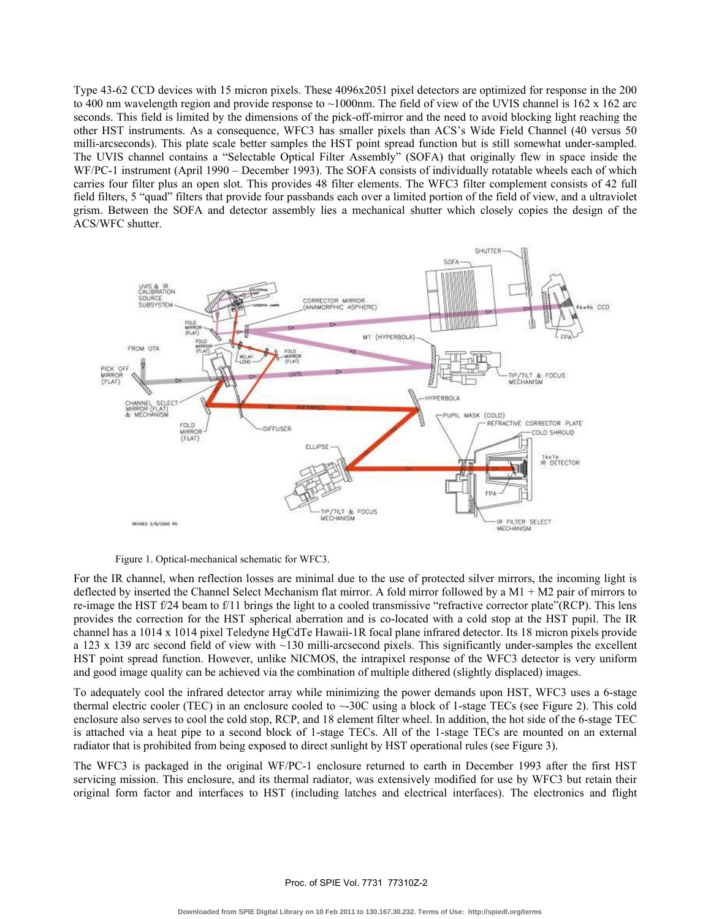Type 43-62 CCD devices with 15 micron pixels. These 4096x2051 pixel detectors are optimized for response in the 200 to 400 nm wavelength region and provide response to ~1000nm. The field of view of the UVIS channel is 162 x 162 arc seconds. This field is limited by the dimensions of the pick-off-mirror and the need to avoid blocking light reaching the other HST instruments. As a consequence, WFC3 has smaller pixels than ACS's Wide Field Channel (40 versus 50 milli-arcseconds). This plate scale better samples the HST point spread function but is still somewhat under-sampled. The UVIS channel contains a "Selectable Optical Filter Assembly" (SOFA) that originally flew in space inside the WF/PC-1 instrument (April 1990 – December 1993). The SOFA consists of individually rotatable wheels each of which carries four filter plus an open slot. This provides 48 filter elements. The WFC3 filter complement consists of 42 full field filters, 5 "quad" filters that provide four passbands each over a limited portion of the field of view, and a ultraviolet grism. Between the SOFA and detector assembly lies a mechanical shutter which closely copies the design of the ACS/WFC shutter.

Figure 1. Optical-mechanical schematic for WFC3.

For the IR channel, when reflection losses are minimal due to the use of protected silver mirrors, the incoming light is deflected by inserted the Channel Select Mechanism flat mirror. A fold mirror followed by a M1 + M2 pair of mirrors to re-image the HST f/24 beam to f/11 brings the light to a cooled transmissive "refractive corrector plate"(RCP). This lens provides the correction for the HST spherical aberration and is co-located with a cold stop at the HST pupil. The IR channel has a 1014 x 1014 pixel Teledyne HgCdTe Hawaii-1R focal plane infrared detector. Its 18 micron pixels provide a 123 x 139 arc second field of view with ~130 milli-arcsecond pixels. This significantly under-samples the excellent HST point spread function. However, unlike NICMOS, the intrapixel response of the WFC3 detector is very uniform and good image quality can be achieved via the combination of multiple dithered (slightly displaced) images.

To adequately cool the infrared detector array while minimizing the power demands upon HST, WFC3 uses a 6-stage thermal electric cooler (TEC) in an enclosure cooled to ~-30C using a block of 1-stage TECs (see Figure 2). This cold enclosure also serves to cool the cold stop, RCP, and 18 element filter wheel. In addition, the hot side of the 6-stage TEC is attached via a heat pipe to a second block of 1-stage TECs. All of the 1-stage TECs are mounted on an external radiator that is prohibited from being exposed to direct sunlight by HST operational rules (see Figure 3).

The WFC3 is packaged in the original WF/PC-1 enclosure returned to earth in December 1993 after the first HST servicing mission. This enclosure, and its thermal radiator, was extensively modified for use by WFC3 but retain their original form factor and interfaces to HST (including latches and electrical interfaces). The electronics and flight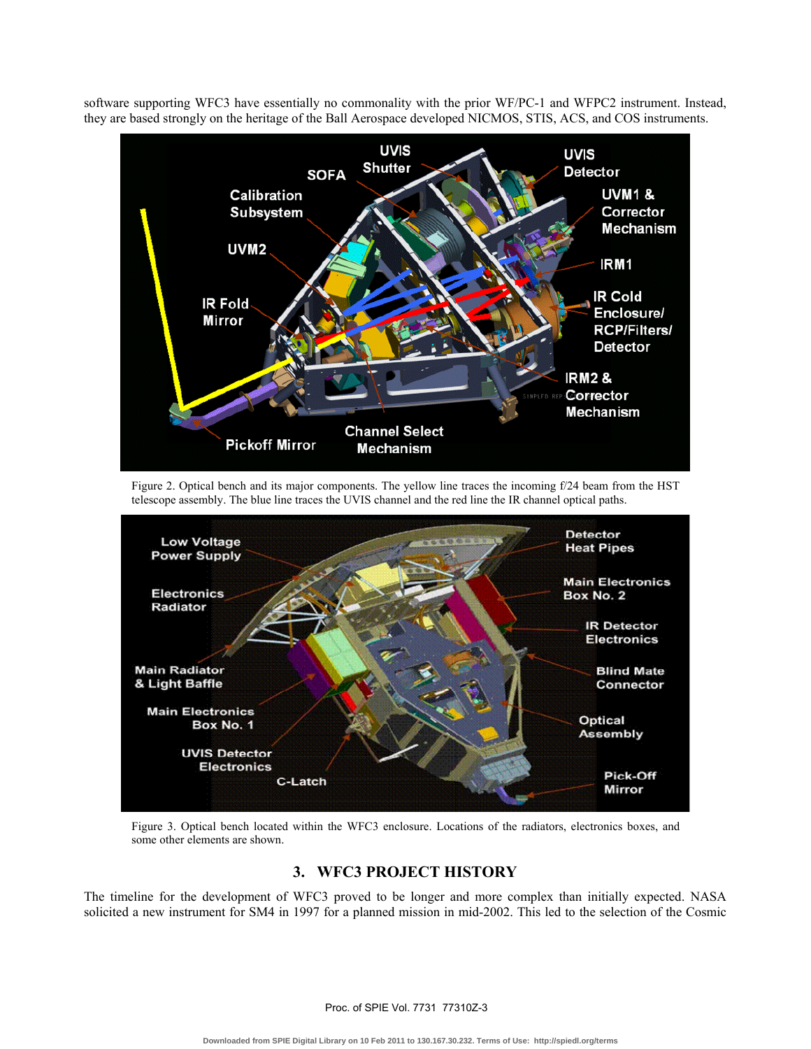software supporting WFC3 have essentially no commonality with the prior WF/PC-1 and WFPC2 instrument. Instead, they are based strongly on the heritage of the Ball Aerospace developed NICMOS, STIS, ACS, and COS instruments.

Figure 2. Optical bench and its major components. The yellow line traces the incoming f/24 beam from the HST telescope assembly. The blue line traces the UVIS channel and the red line the IR channel optical paths.

Figure 3. Optical bench located within the WFC3 enclosure. Locations of the radiators, electronics boxes, and some other elements are shown.

## 3. WFC3 PROJECT HISTORY

The timeline for the development of WFC3 proved to be longer and more complex than initially expected. NASA solicited a new instrument for SM4 in 1997 for a planned mission in mid-2002. This led to the selection of the Cosmic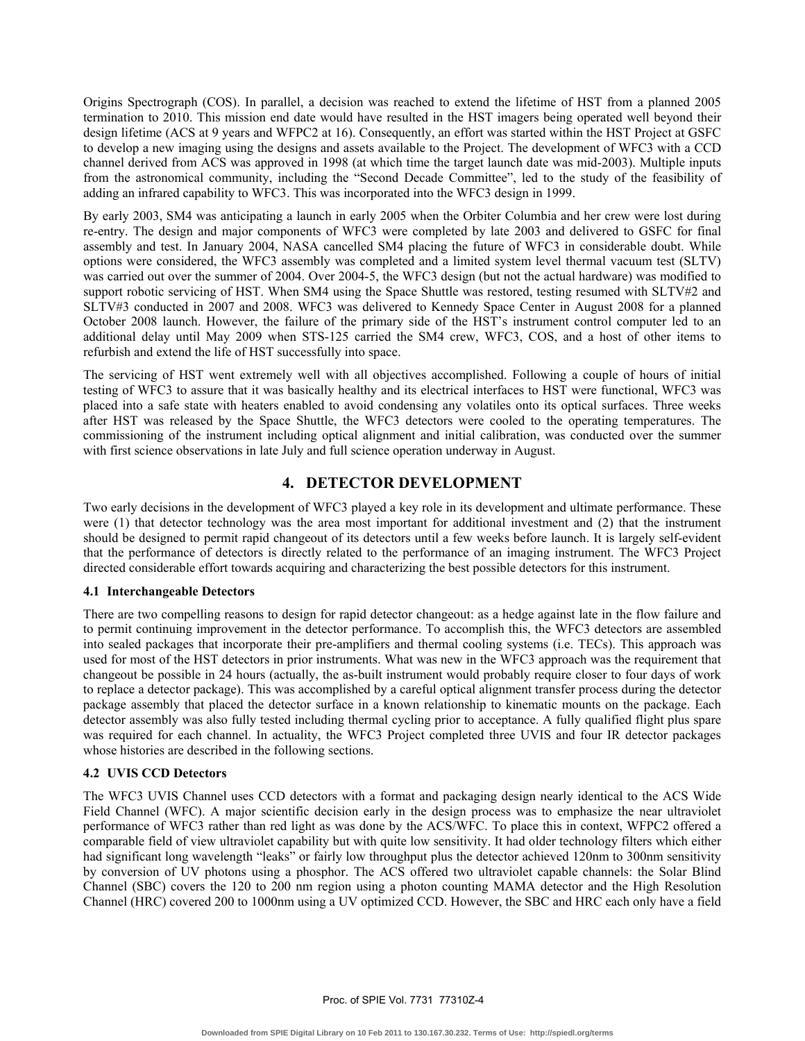Origins Spectrograph (COS). In parallel, a decision was reached to extend the lifetime of HST from a planned 2005 termination to 2010. This mission end date would have resulted in the HST imagers being operated well beyond their design lifetime (ACS at 9 years and WFPC2 at 16). Consequently, an effort was started within the HST Project at GSFC to develop a new imaging using the designs and assets available to the Project. The development of WFC3 with a CCD channel derived from ACS was approved in 1998 (at which time the target launch date was mid-2003). Multiple inputs from the astronomical community, including the "Second Decade Committee", led to the study of the feasibility of adding an infrared capability to WFC3. This was incorporated into the WFC3 design in 1999.

By early 2003, SM4 was anticipating a launch in early 2005 when the Orbiter Columbia and her crew were lost during re-entry. The design and major components of WFC3 were completed by late 2003 and delivered to GSFC for final assembly and test. In January 2004, NASA cancelled SM4 placing the future of WFC3 in considerable doubt. While options were considered, the WFC3 assembly was completed and a limited system level thermal vacuum test (SLTV) was carried out over the summer of 2004. Over 2004-5, the WFC3 design (but not the actual hardware) was modified to support robotic servicing of HST. When SM4 using the Space Shuttle was restored, testing resumed with SLTV#2 and SLTV#3 conducted in 2007 and 2008. WFC3 was delivered to Kennedy Space Center in August 2008 for a planned October 2008 launch. However, the failure of the primary side of the HST's instrument control computer led to an additional delay until May 2009 when STS-125 carried the SM4 crew, WFC3, COS, and a host of other items to refurbish and extend the life of HST successfully into space.

The servicing of HST went extremely well with all objectives accomplished. Following a couple of hours of initial testing of WFC3 to assure that it was basically healthy and its electrical interfaces to HST were functional, WFC3 was placed into a safe state with heaters enabled to avoid condensing any volatiles onto its optical surfaces. Three weeks after HST was released by the Space Shuttle, the WFC3 detectors were cooled to the operating temperatures. The commissioning of the instrument including optical alignment and initial calibration, was conducted over the summer with first science observations in late July and full science operation underway in August.

## 4. DETECTOR DEVELOPMENT

Two early decisions in the development of WFC3 played a key role in its development and ultimate performance. These were (1) that detector technology was the area most important for additional investment and (2) that the instrument should be designed to permit rapid changeout of its detectors until a few weeks before launch. It is largely self-evident that the performance of detectors is directly related to the performance of an imaging instrument. The WFC3 Project directed considerable effort towards acquiring and characterizing the best possible detectors for this instrument.

### 4.1 Interchangeable Detectors

There are two compelling reasons to design for rapid detector changeout: as a hedge against late in the flow failure and to permit continuing improvement in the detector performance. To accomplish this, the WFC3 detectors are assembled into sealed packages that incorporate their pre-amplifiers and thermal cooling systems (i.e. TECs). This approach was used for most of the HST detectors in prior instruments. What was new in the WFC3 approach was the requirement that changeout be possible in 24 hours (actually, the as-built instrument would probably require closer to four days of work to replace a detector package). This was accomplished by a careful optical alignment transfer process during the detector package assembly that placed the detector surface in a known relationship to kinematic mounts on the package. Each detector assembly was also fully tested including thermal cycling prior to acceptance. A fully qualified flight plus spare was required for each channel. In actuality, the WFC3 Project completed three UVIS and four IR detector packages whose histories are described in the following sections.

### 4.2 UVIS CCD Detectors

The WFC3 UVIS Channel uses CCD detectors with a format and packaging design nearly identical to the ACS Wide Field Channel (WFC). A major scientific decision early in the design process was to emphasize the near ultraviolet performance of WFC3 rather than red light as was done by the ACS/WFC. To place this in context, WFPC2 offered a comparable field of view ultraviolet capability but with quite low sensitivity. It had older technology filters which either had significant long wavelength "leaks" or fairly low throughput plus the detector achieved 120nm to 300nm sensitivity by conversion of UV photons using a phosphor. The ACS offered two ultraviolet capable channels: the Solar Blind Channel (SBC) covers the 120 to 200 nm region using a photon counting MAMA detector and the High Resolution Channel (HRC) covered 200 to 1000nm using a UV optimized CCD. However, the SBC and HRC each only have a field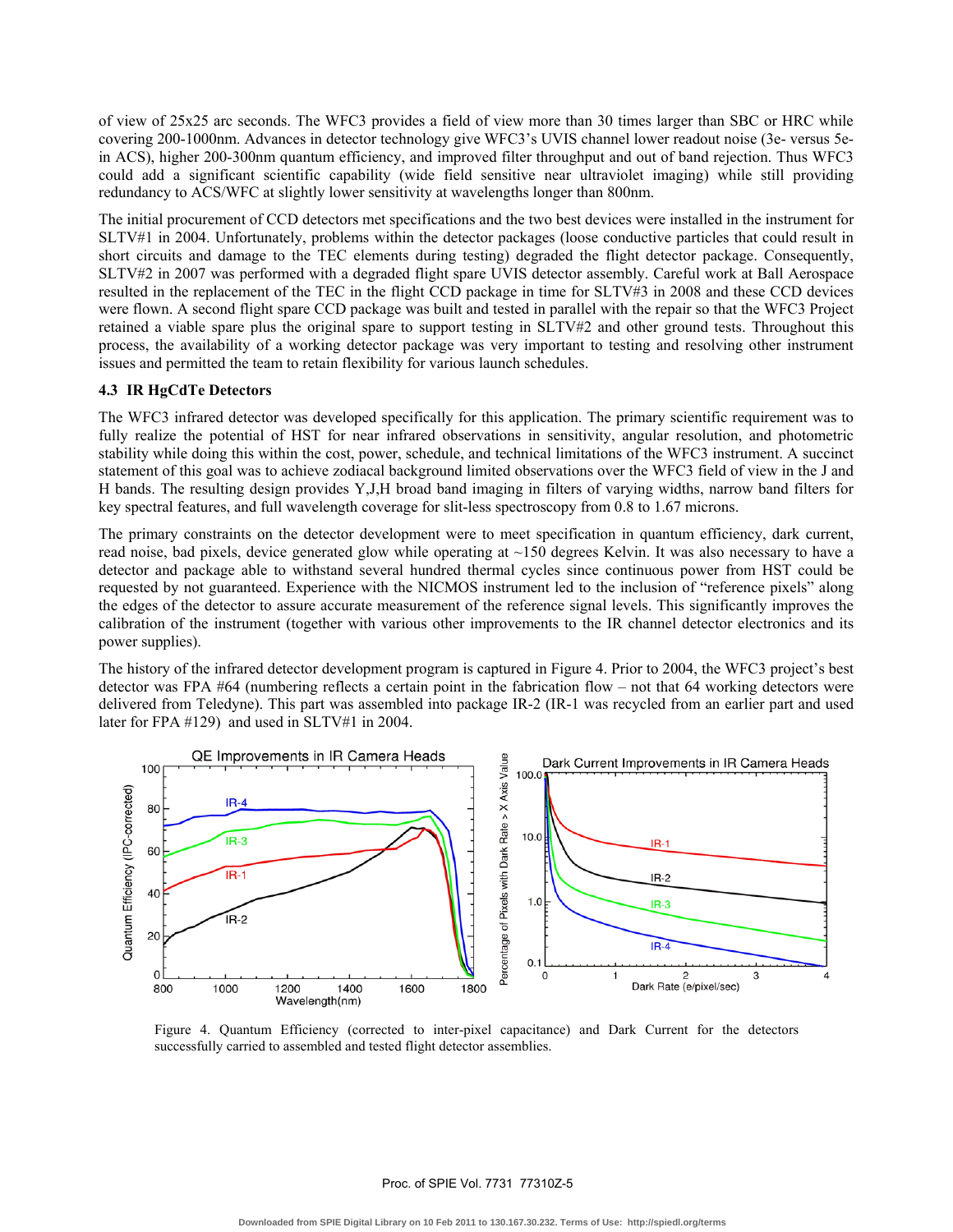of view of 25x25 arc seconds. The WFC3 provides a field of view more than 30 times larger than SBC or HRC while covering 200-1000nm. Advances in detector technology give WFC3's UVIS channel lower readout noise (3e- versus 5e- in ACS), higher 200-300nm quantum efficiency, and improved filter throughput and out of band rejection. Thus WFC3 could add a significant scientific capability (wide field sensitive near ultraviolet imaging) while still providing redundancy to ACS/WFC at slightly lower sensitivity at wavelengths longer than 800nm.

The initial procurement of CCD detectors met specifications and the two best devices were installed in the instrument for SLTV#1 in 2004. Unfortunately, problems within the detector packages (loose conductive particles that could result in short circuits and damage to the TEC elements during testing) degraded the flight detector package. Consequently, SLTV#2 in 2007 was performed with a degraded flight spare UVIS detector assembly. Careful work at Ball Aerospace resulted in the replacement of the TEC in the flight CCD package in time for SLTV#3 in 2008 and these CCD devices were flown. A second flight spare CCD package was built and tested in parallel with the repair so that the WFC3 Project retained a viable spare plus the original spare to support testing in SLTV#2 and other ground tests. Throughout this process, the availability of a working detector package was very important to testing and resolving other instrument issues and permitted the team to retain flexibility for various launch schedules.

### 4.3 IR HgCdTe Detectors

The WFC3 infrared detector was developed specifically for this application. The primary scientific requirement was to fully realize the potential of HST for near infrared observations in sensitivity, angular resolution, and photometric stability while doing this within the cost, power, schedule, and technical limitations of the WFC3 instrument. A succinct statement of this goal was to achieve zodiacal background limited observations over the WFC3 field of view in the J and H bands. The resulting design provides Y,J,H broad band imaging in filters of varying widths, narrow band filters for key spectral features, and full wavelength coverage for slit-less spectroscopy from 0.8 to 1.67 microns.

The primary constraints on the detector development were to meet specification in quantum efficiency, dark current, read noise, bad pixels, device generated glow while operating at ~150 degrees Kelvin. It was also necessary to have a detector and package able to withstand several hundred thermal cycles since continuous power from HST could be requested by not guaranteed. Experience with the NICMOS instrument led to the inclusion of "reference pixels" along the edges of the detector to assure accurate measurement of the reference signal levels. This significantly improves the calibration of the instrument (together with various other improvements to the IR channel detector electronics and its power supplies).

The history of the infrared detector development program is captured in Figure 4. Prior to 2004, the WFC3 project's best detector was FPA #64 (numbering reflects a certain point in the fabrication flow – not that 64 working detectors were delivered from Teledyne). This part was assembled into package IR-2 (IR-1 was recycled from an earlier part and used later for FPA #129) and used in SLTV#1 in 2004.

Figure 4. Quantum Efficiency (corrected to inter-pixel capacitance) and Dark Current for the detectors successfully carried to assembled and tested flight detector assemblies.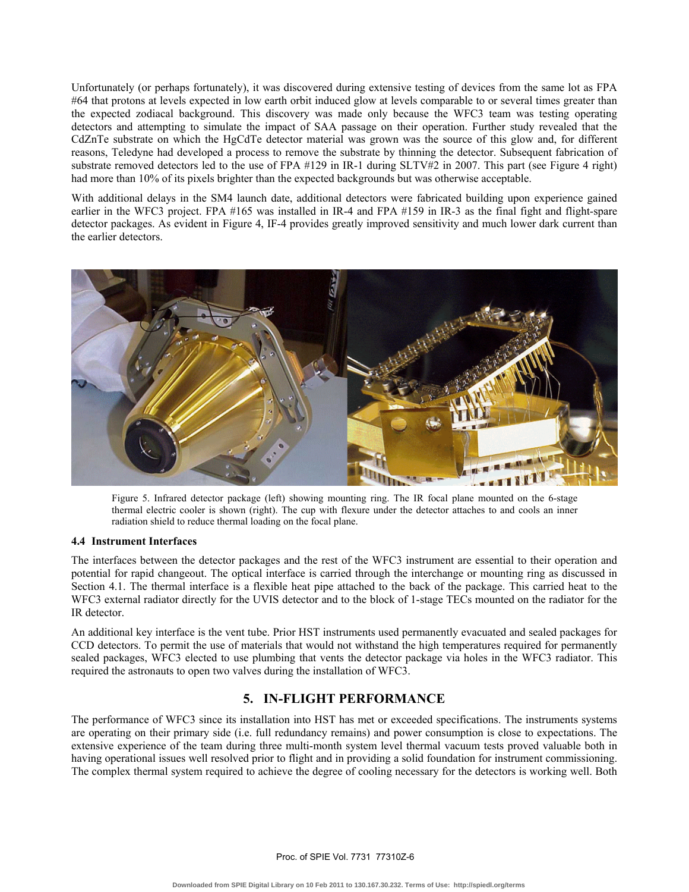Unfortunately (or perhaps fortunately), it was discovered during extensive testing of devices from the same lot as FPA #64 that protons at levels expected in low earth orbit induced glow at levels comparable to or several times greater than the expected zodiacal background. This discovery was made only because the WFC3 team was testing operating detectors and attempting to simulate the impact of SAA passage on their operation. Further study revealed that the CdZnTe substrate on which the HgCdTe detector material was grown was the source of this glow and, for different reasons, Teledyne had developed a process to remove the substrate by thinning the detector. Subsequent fabrication of substrate removed detectors led to the use of FPA #129 in IR-1 during SLTV#2 in 2007. This part (see Figure 4 right) had more than 10% of its pixels brighter than the expected backgrounds but was otherwise acceptable.

With additional delays in the SM4 launch date, additional detectors were fabricated building upon experience gained earlier in the WFC3 project. FPA #165 was installed in IR-4 and FPA #159 in IR-3 as the final fight and flight-spare detector packages. As evident in Figure 4, IF-4 provides greatly improved sensitivity and much lower dark current than the earlier detectors.

Figure 5. Infrared detector package (left) showing mounting ring. The IR focal plane mounted on the 6-stage thermal electric cooler is shown (right). The cup with flexure under the detector attaches to and cools an inner radiation shield to reduce thermal loading on the focal plane.

### 4.4 Instrument Interfaces

The interfaces between the detector packages and the rest of the WFC3 instrument are essential to their operation and potential for rapid changeout. The optical interface is carried through the interchange or mounting ring as discussed in Section 4.1. The thermal interface is a flexible heat pipe attached to the back of the package. This carried heat to the WFC3 external radiator directly for the UVIS detector and to the block of 1-stage TECs mounted on the radiator for the IR detector.

An additional key interface is the vent tube. Prior HST instruments used permanently evacuated and sealed packages for CCD detectors. To permit the use of materials that would not withstand the high temperatures required for permanently sealed packages, WFC3 elected to use plumbing that vents the detector package via holes in the WFC3 radiator. This required the astronauts to open two valves during the installation of WFC3.

## 5. IN-FLIGHT PERFORMANCE

The performance of WFC3 since its installation into HST has met or exceeded specifications. The instruments systems are operating on their primary side (i.e. full redundancy remains) and power consumption is close to expectations. The extensive experience of the team during three multi-month system level thermal vacuum tests proved valuable both in having operational issues well resolved prior to flight and in providing a solid foundation for instrument commissioning. The complex thermal system required to achieve the degree of cooling necessary for the detectors is working well. Both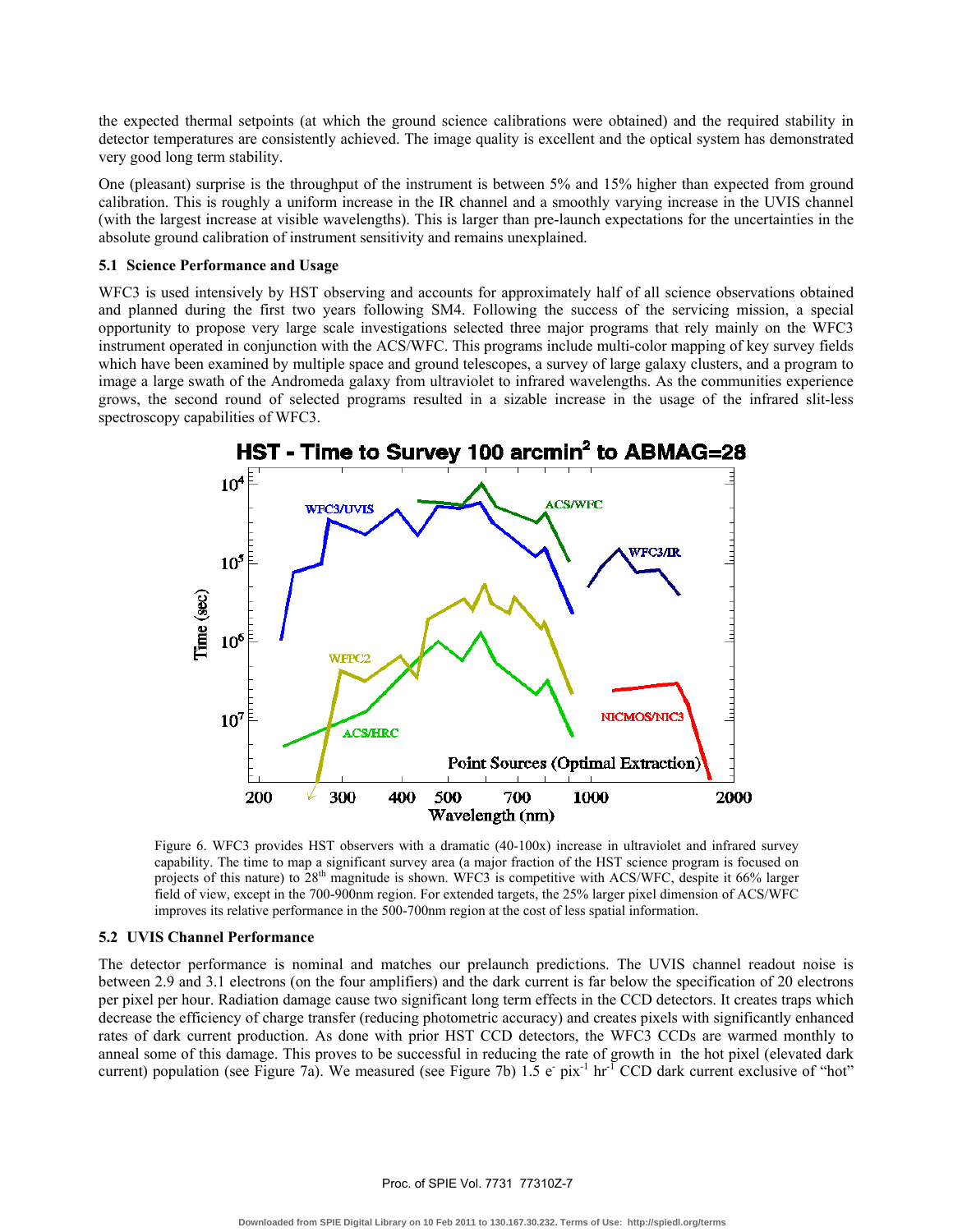the expected thermal setpoints (at which the ground science calibrations were obtained) and the required stability in detector temperatures are consistently achieved. The image quality is excellent and the optical system has demonstrated very good long term stability.

One (pleasant) surprise is the throughput of the instrument is between 5% and 15% higher than expected from ground calibration. This is roughly a uniform increase in the IR channel and a smoothly varying increase in the UVIS channel (with the largest increase at visible wavelengths). This is larger than pre-launch expectations for the uncertainties in the absolute ground calibration of instrument sensitivity and remains unexplained.

### 5.1 Science Performance and Usage

WFC3 is used intensively by HST observing and accounts for approximately half of all science observations obtained and planned during the first two years following SM4. Following the success of the servicing mission, a special opportunity to propose very large scale investigations selected three major programs that rely mainly on the WFC3 instrument operated in conjunction with the ACS/WFC. This programs include multi-color mapping of key survey fields which have been examined by multiple space and ground telescopes, a survey of large galaxy clusters, and a program to image a large swath of the Andromeda galaxy from ultraviolet to infrared wavelengths. As the communities experience grows, the second round of selected programs resulted in a sizable increase in the usage of the infrared slit-less spectroscopy capabilities of WFC3.

Figure 6. WFC3 provides HST observers with a dramatic (40-100x) increase in ultraviolet and infrared survey capability. The time to map a significant survey area (a major fraction of the HST science program is focused on projects of this nature) to 28th magnitude is shown. WFC3 is competitive with ACS/WFC, despite it 66% larger field of view, except in the 700-900nm region. For extended targets, the 25% larger pixel dimension of ACS/WFC improves its relative performance in the 500-700nm region at the cost of less spatial information.

### 5.2 UVIS Channel Performance

The detector performance is nominal and matches our prelaunch predictions. The UVIS channel readout noise is between 2.9 and 3.1 electrons (on the four amplifiers) and the dark current is far below the specification of 20 electrons per pixel per hour. Radiation damage cause two significant long term effects in the CCD detectors. It creates traps which decrease the efficiency of charge transfer (reducing photometric accuracy) and creates pixels with significantly enhanced rates of dark current production. As done with prior HST CCD detectors, the WFC3 CCDs are warmed monthly to anneal some of this damage. This proves to be successful in reducing the rate of growth in the hot pixel (elevated dark current) population (see Figure 7a). We measured (see Figure 7b) 1.5 $e^{-}$ $pix^{-1}$ $hr^{-1}$ CCD dark current exclusive of "hot"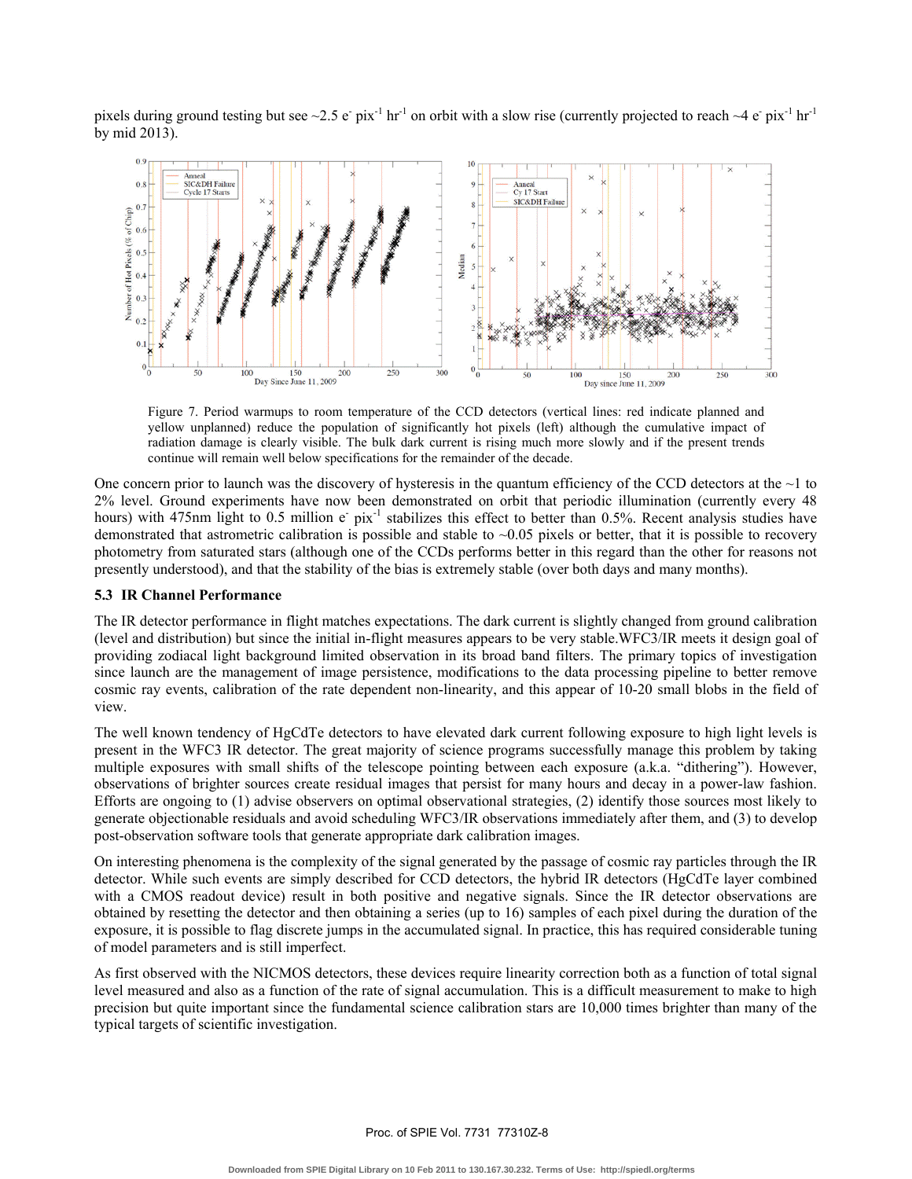pixels during ground testing but see ~2.5 $e^- pix^{-1} hr^{-1}$ on orbit with a slow rise (currently projected to reach ~4 $e^- pix^{-1} hr^{-1}$ by mid 2013).

Figure 7. Period warmups to room temperature of the CCD detectors (vertical lines: red indicate planned and yellow unplanned) reduce the population of significantly hot pixels (left) although the cumulative impact of radiation damage is clearly visible. The bulk dark current is rising much more slowly and if the present trends continue will remain well below specifications for the remainder of the decade.

One concern prior to launch was the discovery of hysteresis in the quantum efficiency of the CCD detectors at the ~1 to 2% level. Ground experiments have now been demonstrated on orbit that periodic illumination (currently every 48 hours) with 475nm light to 0.5 million $e^- pix^{-1}$ stabilizes this effect to better than 0.5%. Recent analysis studies have demonstrated that astrometric calibration is possible and stable to ~0.05 pixels or better, that it is possible to recovery photometry from saturated stars (although one of the CCDs performs better in this regard than the other for reasons not presently understood), and that the stability of the bias is extremely stable (over both days and many months).

### 5.3 IR Channel Performance

The IR detector performance in flight matches expectations. The dark current is slightly changed from ground calibration (level and distribution) but since the initial in-flight measures appears to be very stable.WFC3/IR meets it design goal of providing zodiacal light background limited observation in its broad band filters. The primary topics of investigation since launch are the management of image persistence, modifications to the data processing pipeline to better remove cosmic ray events, calibration of the rate dependent non-linearity, and this appear of 10-20 small blobs in the field of view.

The well known tendency of HgCdTe detectors to have elevated dark current following exposure to high light levels is present in the WFC3 IR detector. The great majority of science programs successfully manage this problem by taking multiple exposures with small shifts of the telescope pointing between each exposure (a.k.a. "dithering"). However, observations of brighter sources create residual images that persist for many hours and decay in a power-law fashion. Efforts are ongoing to (1) advise observers on optimal observational strategies, (2) identify those sources most likely to generate objectionable residuals and avoid scheduling WFC3/IR observations immediately after them, and (3) to develop post-observation software tools that generate appropriate dark calibration images.

On interesting phenomena is the complexity of the signal generated by the passage of cosmic ray particles through the IR detector. While such events are simply described for CCD detectors, the hybrid IR detectors (HgCdTe layer combined with a CMOS readout device) result in both positive and negative signals. Since the IR detector observations are obtained by resetting the detector and then obtaining a series (up to 16) samples of each pixel during the duration of the exposure, it is possible to flag discrete jumps in the accumulated signal. In practice, this has required considerable tuning of model parameters and is still imperfect.

As first observed with the NICMOS detectors, these devices require linearity correction both as a function of total signal level measured and also as a function of the rate of signal accumulation. This is a difficult measurement to make to high precision but quite important since the fundamental science calibration stars are 10,000 times brighter than many of the typical targets of scientific investigation.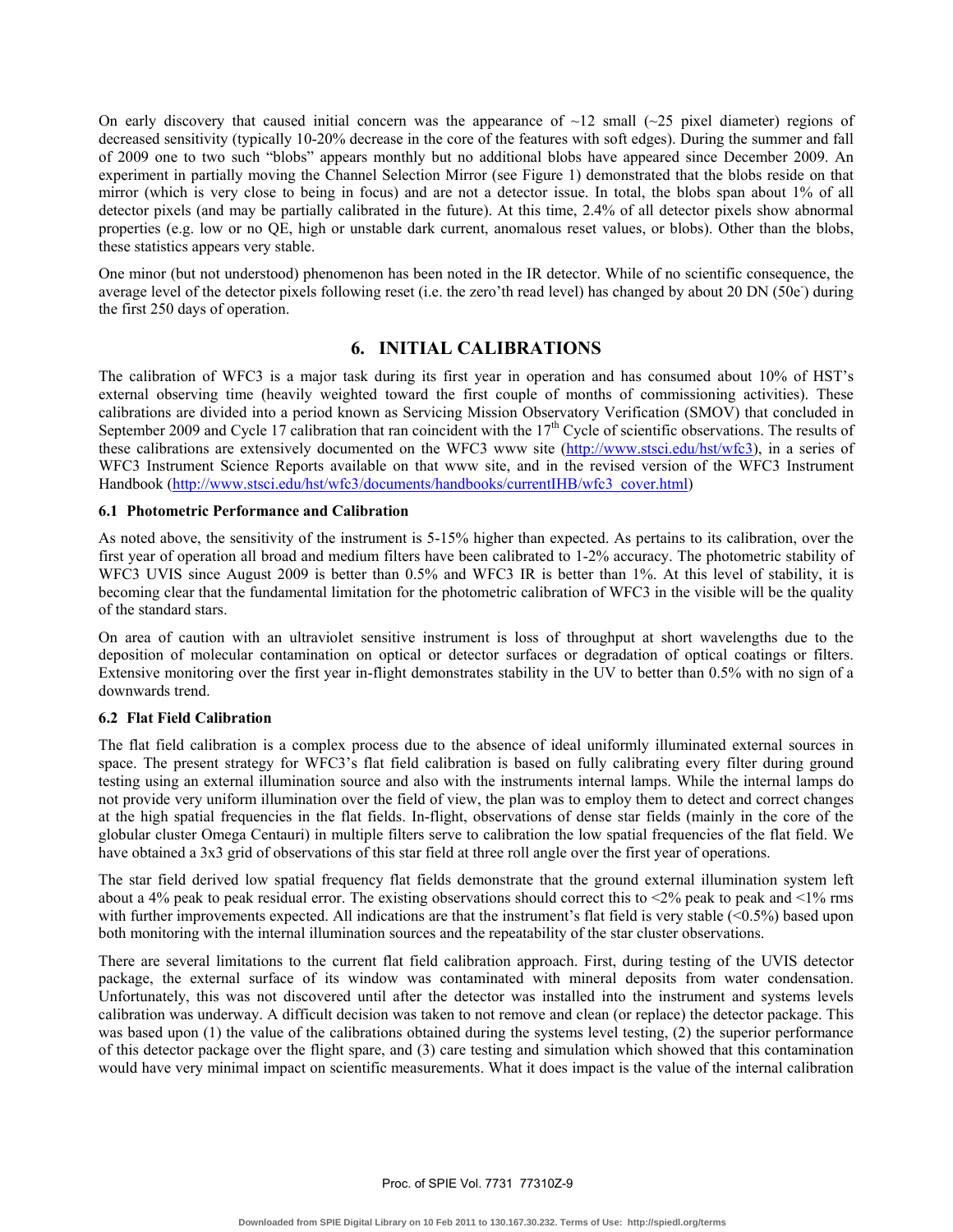On early discovery that caused initial concern was the appearance of ~12 small (~25 pixel diameter) regions of decreased sensitivity (typically 10-20% decrease in the core of the features with soft edges). During the summer and fall of 2009 one to two such "blobs" appears monthly but no additional blobs have appeared since December 2009. An experiment in partially moving the Channel Selection Mirror (see Figure 1) demonstrated that the blobs reside on that mirror (which is very close to being in focus) and are not a detector issue. In total, the blobs span about 1% of all detector pixels (and may be partially calibrated in the future). At this time, 2.4% of all detector pixels show abnormal properties (e.g. low or no QE, high or unstable dark current, anomalous reset values, or blobs). Other than the blobs, these statistics appears very stable.

One minor (but not understood) phenomenon has been noted in the IR detector. While of no scientific consequence, the average level of the detector pixels following reset (i.e. the zero'th read level) has changed by about 20 DN (50e$^{-}$) during the first 250 days of operation.

# 6. INITIAL CALIBRATIONS

The calibration of WFC3 is a major task during its first year in operation and has consumed about 10% of HST's external observing time (heavily weighted toward the first couple of months of commissioning activities). These calibrations are divided into a period known as Servicing Mission Observatory Verification (SMOV) that concluded in September 2009 and Cycle 17 calibration that ran coincident with the 17$^{th}$ Cycle of scientific observations. The results of these calibrations are extensively documented on the WFC3 www site (http://www.stsci.edu/hst/wfc3), in a series of WFC3 Instrument Science Reports available on that www site, and in the revised version of the WFC3 Instrument Handbook (http://www.stsci.edu/hst/wfc3/documents/handbooks/currentIHB/wfc3_cover.html)

## 6.1 Photometric Performance and Calibration

As noted above, the sensitivity of the instrument is 5-15% higher than expected. As pertains to its calibration, over the first year of operation all broad and medium filters have been calibrated to 1-2% accuracy. The photometric stability of WFC3 UVIS since August 2009 is better than 0.5% and WFC3 IR is better than 1%. At this level of stability, it is becoming clear that the fundamental limitation for the photometric calibration of WFC3 in the visible will be the quality of the standard stars.

On area of caution with an ultraviolet sensitive instrument is loss of throughput at short wavelengths due to the deposition of molecular contamination on optical or detector surfaces or degradation of optical coatings or filters. Extensive monitoring over the first year in-flight demonstrates stability in the UV to better than 0.5% with no sign of a downwards trend.

## 6.2 Flat Field Calibration

The flat field calibration is a complex process due to the absence of ideal uniformly illuminated external sources in space. The present strategy for WFC3's flat field calibration is based on fully calibrating every filter during ground testing using an external illumination source and also with the instruments internal lamps. While the internal lamps do not provide very uniform illumination over the field of view, the plan was to employ them to detect and correct changes at the high spatial frequencies in the flat fields. In-flight, observations of dense star fields (mainly in the core of the globular cluster Omega Centauri) in multiple filters serve to calibration the low spatial frequencies of the flat field. We have obtained a 3x3 grid of observations of this star field at three roll angle over the first year of operations.

The star field derived low spatial frequency flat fields demonstrate that the ground external illumination system left about a 4% peak to peak residual error. The existing observations should correct this to <2% peak to peak and <1% rms with further improvements expected. All indications are that the instrument's flat field is very stable (<0.5%) based upon both monitoring with the internal illumination sources and the repeatability of the star cluster observations.

There are several limitations to the current flat field calibration approach. First, during testing of the UVIS detector package, the external surface of its window was contaminated with mineral deposits from water condensation. Unfortunately, this was not discovered until after the detector was installed into the instrument and systems levels calibration was underway. A difficult decision was taken to not remove and clean (or replace) the detector package. This was based upon (1) the value of the calibrations obtained during the systems level testing, (2) the superior performance of this detector package over the flight spare, and (3) care testing and simulation which showed that this contamination would have very minimal impact on scientific measurements. What it does impact is the value of the internal calibration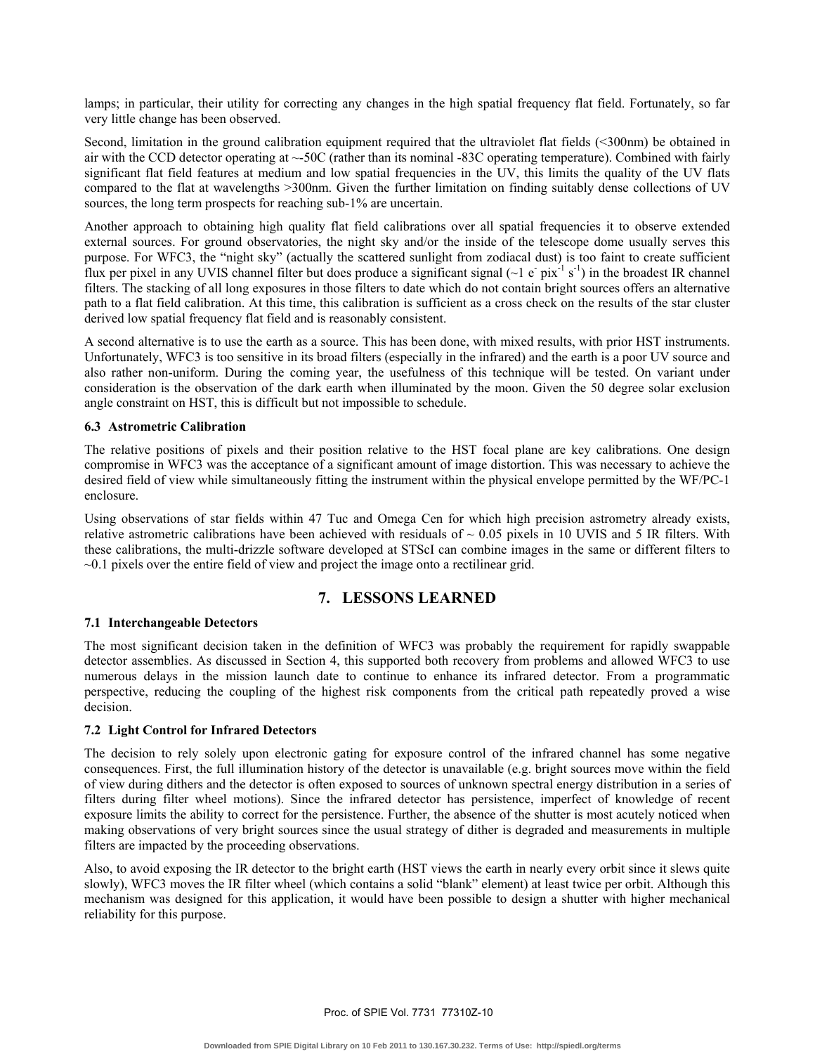lamps; in particular, their utility for correcting any changes in the high spatial frequency flat field. Fortunately, so far very little change has been observed.

Second, limitation in the ground calibration equipment required that the ultraviolet flat fields (<300nm) be obtained in air with the CCD detector operating at ~-50C (rather than its nominal -83C operating temperature). Combined with fairly significant flat field features at medium and low spatial frequencies in the UV, this limits the quality of the UV flats compared to the flat at wavelengths >300nm. Given the further limitation on finding suitably dense collections of UV sources, the long term prospects for reaching sub-1% are uncertain.

Another approach to obtaining high quality flat field calibrations over all spatial frequencies it to observe extended external sources. For ground observatories, the night sky and/or the inside of the telescope dome usually serves this purpose. For WFC3, the "night sky" (actually the scattered sunlight from zodiacal dust) is too faint to create sufficient flux per pixel in any UVIS channel filter but does produce a significant signal (~1 $e^{-}$ $pix^{-1}$ $s^{-1}$) in the broadest IR channel filters. The stacking of all long exposures in those filters to date which do not contain bright sources offers an alternative path to a flat field calibration. At this time, this calibration is sufficient as a cross check on the results of the star cluster derived low spatial frequency flat field and is reasonably consistent.

A second alternative is to use the earth as a source. This has been done, with mixed results, with prior HST instruments. Unfortunately, WFC3 is too sensitive in its broad filters (especially in the infrared) and the earth is a poor UV source and also rather non-uniform. During the coming year, the usefulness of this technique will be tested. On variant under consideration is the observation of the dark earth when illuminated by the moon. Given the 50 degree solar exclusion angle constraint on HST, this is difficult but not impossible to schedule.

### 6.3 Astrometric Calibration

The relative positions of pixels and their position relative to the HST focal plane are key calibrations. One design compromise in WFC3 was the acceptance of a significant amount of image distortion. This was necessary to achieve the desired field of view while simultaneously fitting the instrument within the physical envelope permitted by the WF/PC-1 enclosure.

Using observations of star fields within 47 Tuc and Omega Cen for which high precision astrometry already exists, relative astrometric calibrations have been achieved with residuals of ~ 0.05 pixels in 10 UVIS and 5 IR filters. With these calibrations, the multi-drizzle software developed at STScI can combine images in the same or different filters to ~0.1 pixels over the entire field of view and project the image onto a rectilinear grid.

## 7. LESSONS LEARNED

### 7.1 Interchangeable Detectors

The most significant decision taken in the definition of WFC3 was probably the requirement for rapidly swappable detector assemblies. As discussed in Section 4, this supported both recovery from problems and allowed WFC3 to use numerous delays in the mission launch date to continue to enhance its infrared detector. From a programmatic perspective, reducing the coupling of the highest risk components from the critical path repeatedly proved a wise decision.

### 7.2 Light Control for Infrared Detectors

The decision to rely solely upon electronic gating for exposure control of the infrared channel has some negative consequences. First, the full illumination history of the detector is unavailable (e.g. bright sources move within the field of view during dithers and the detector is often exposed to sources of unknown spectral energy distribution in a series of filters during filter wheel motions). Since the infrared detector has persistence, imperfect of knowledge of recent exposure limits the ability to correct for the persistence. Further, the absence of the shutter is most acutely noticed when making observations of very bright sources since the usual strategy of dither is degraded and measurements in multiple filters are impacted by the proceeding observations.

Also, to avoid exposing the IR detector to the bright earth (HST views the earth in nearly every orbit since it slews quite slowly), WFC3 moves the IR filter wheel (which contains a solid "blank" element) at least twice per orbit. Although this mechanism was designed for this application, it would have been possible to design a shutter with higher mechanical reliability for this purpose.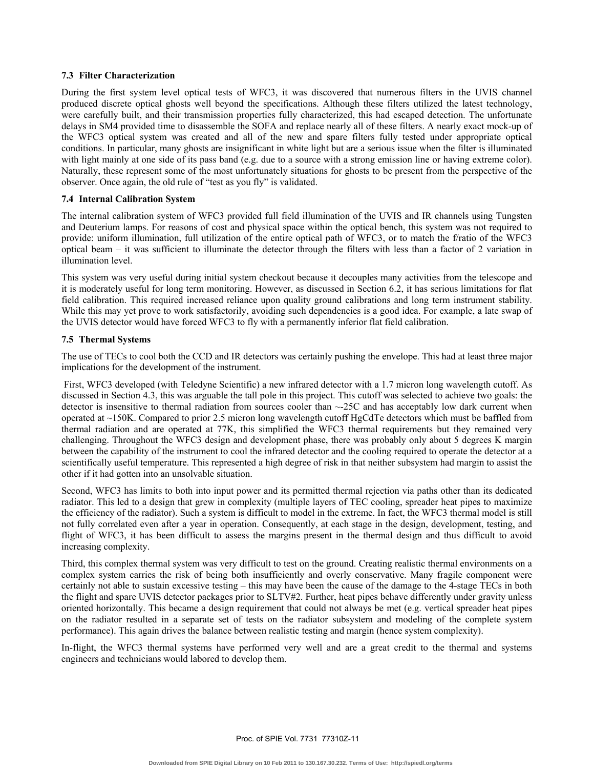### 7.3 Filter Characterization

During the first system level optical tests of WFC3, it was discovered that numerous filters in the UVIS channel produced discrete optical ghosts well beyond the specifications. Although these filters utilized the latest technology, were carefully built, and their transmission properties fully characterized, this had escaped detection. The unfortunate delays in SM4 provided time to disassemble the SOFA and replace nearly all of these filters. A nearly exact mock-up of the WFC3 optical system was created and all of the new and spare filters fully tested under appropriate optical conditions. In particular, many ghosts are insignificant in white light but are a serious issue when the filter is illuminated with light mainly at one side of its pass band (e.g. due to a source with a strong emission line or having extreme color). Naturally, these represent some of the most unfortunately situations for ghosts to be present from the perspective of the observer. Once again, the old rule of "test as you fly" is validated.

### 7.4 Internal Calibration System

The internal calibration system of WFC3 provided full field illumination of the UVIS and IR channels using Tungsten and Deuterium lamps. For reasons of cost and physical space within the optical bench, this system was not required to provide: uniform illumination, full utilization of the entire optical path of WFC3, or to match the f/ratio of the WFC3 optical beam – it was sufficient to illuminate the detector through the filters with less than a factor of 2 variation in illumination level.

This system was very useful during initial system checkout because it decouples many activities from the telescope and it is moderately useful for long term monitoring. However, as discussed in Section 6.2, it has serious limitations for flat field calibration. This required increased reliance upon quality ground calibrations and long term instrument stability. While this may yet prove to work satisfactorily, avoiding such dependencies is a good idea. For example, a late swap of the UVIS detector would have forced WFC3 to fly with a permanently inferior flat field calibration.

### 7.5 Thermal Systems

The use of TECs to cool both the CCD and IR detectors was certainly pushing the envelope. This had at least three major implications for the development of the instrument.

First, WFC3 developed (with Teledyne Scientific) a new infrared detector with a 1.7 micron long wavelength cutoff. As discussed in Section 4.3, this was arguable the tall pole in this project. This cutoff was selected to achieve two goals: the detector is insensitive to thermal radiation from sources cooler than ~-25C and has acceptably low dark current when operated at ~150K. Compared to prior 2.5 micron long wavelength cutoff HgCdTe detectors which must be baffled from thermal radiation and are operated at 77K, this simplified the WFC3 thermal requirements but they remained very challenging. Throughout the WFC3 design and development phase, there was probably only about 5 degrees K margin between the capability of the instrument to cool the infrared detector and the cooling required to operate the detector at a scientifically useful temperature. This represented a high degree of risk in that neither subsystem had margin to assist the other if it had gotten into an unsolvable situation.

Second, WFC3 has limits to both into input power and its permitted thermal rejection via paths other than its dedicated radiator. This led to a design that grew in complexity (multiple layers of TEC cooling, spreader heat pipes to maximize the efficiency of the radiator). Such a system is difficult to model in the extreme. In fact, the WFC3 thermal model is still not fully correlated even after a year in operation. Consequently, at each stage in the design, development, testing, and flight of WFC3, it has been difficult to assess the margins present in the thermal design and thus difficult to avoid increasing complexity.

Third, this complex thermal system was very difficult to test on the ground. Creating realistic thermal environments on a complex system carries the risk of being both insufficiently and overly conservative. Many fragile component were certainly not able to sustain excessive testing – this may have been the cause of the damage to the 4-stage TECs in both the flight and spare UVIS detector packages prior to SLTV#2. Further, heat pipes behave differently under gravity unless oriented horizontally. This became a design requirement that could not always be met (e.g. vertical spreader heat pipes on the radiator resulted in a separate set of tests on the radiator subsystem and modeling of the complete system performance). This again drives the balance between realistic testing and margin (hence system complexity).

In-flight, the WFC3 thermal systems have performed very well and are a great credit to the thermal and systems engineers and technicians would labored to develop them.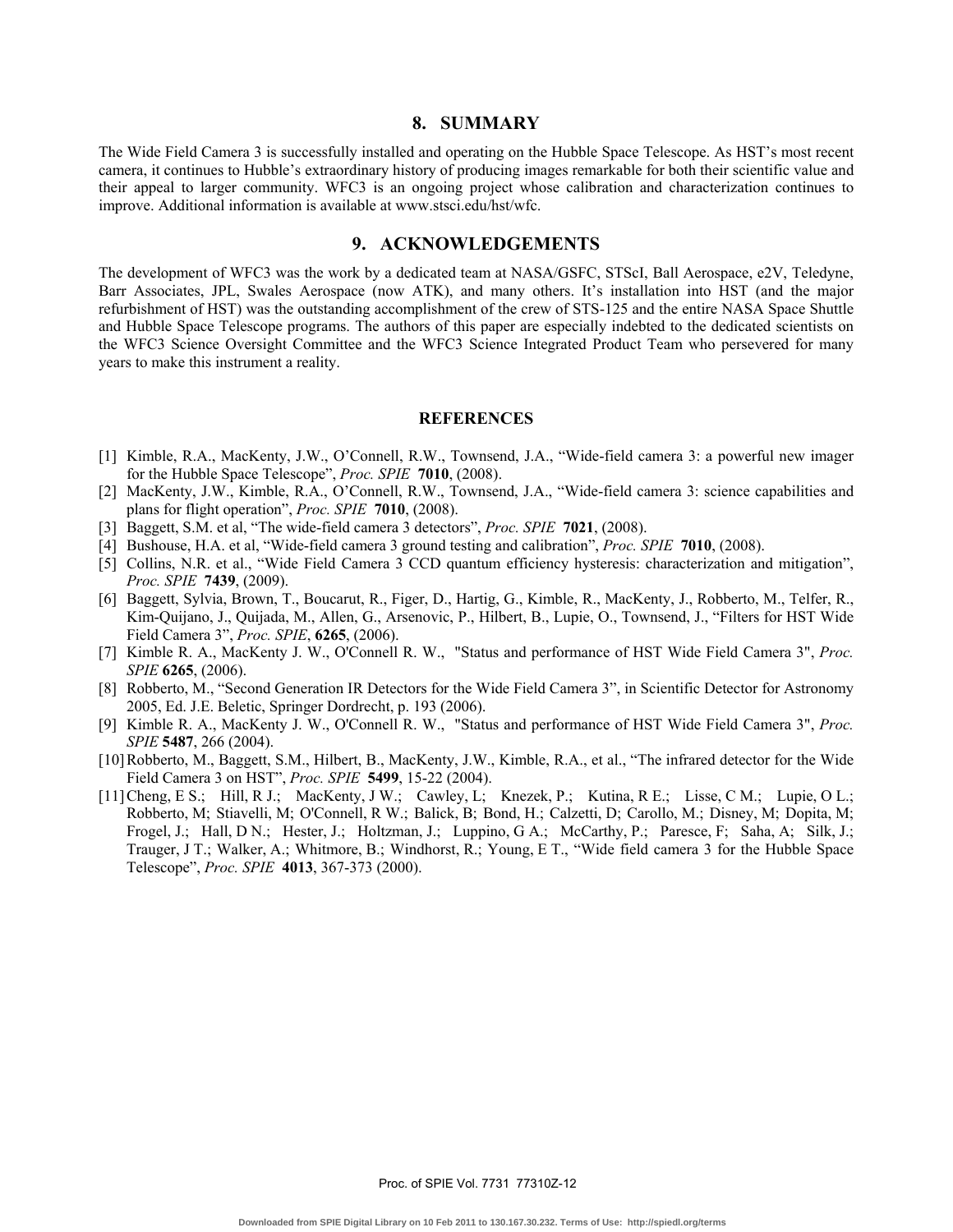## 8. SUMMARY

The Wide Field Camera 3 is successfully installed and operating on the Hubble Space Telescope. As HST's most recent camera, it continues to Hubble's extraordinary history of producing images remarkable for both their scientific value and their appeal to larger community. WFC3 is an ongoing project whose calibration and characterization continues to improve. Additional information is available at www.stsci.edu/hst/wfc.

## 9. ACKNOWLEDGEMENTS

The development of WFC3 was the work by a dedicated team at NASA/GSFC, STScI, Ball Aerospace, e2V, Teledyne, Barr Associates, JPL, Swales Aerospace (now ATK), and many others. It's installation into HST (and the major refurbishment of HST) was the outstanding accomplishment of the crew of STS-125 and the entire NASA Space Shuttle and Hubble Space Telescope programs. The authors of this paper are especially indebted to the dedicated scientists on the WFC3 Science Oversight Committee and the WFC3 Science Integrated Product Team who persevered for many years to make this instrument a reality.

## REFERENCES

[1] Kimble, R.A., MacKenty, J.W., O'Connell, R.W., Townsend, J.A., "Wide-field camera 3: a powerful new imager for the Hubble Space Telescope", *Proc. SPIE* **7010**, (2008).

[2] MacKenty, J.W., Kimble, R.A., O'Connell, R.W., Townsend, J.A., "Wide-field camera 3: science capabilities and plans for flight operation", *Proc. SPIE* **7010**, (2008).

[3] Baggett, S.M. et al, "The wide-field camera 3 detectors", *Proc. SPIE* **7021**, (2008).

[4] Bushouse, H.A. et al, "Wide-field camera 3 ground testing and calibration", *Proc. SPIE* **7010**, (2008).

[5] Collins, N.R. et al., "Wide Field Camera 3 CCD quantum efficiency hysteresis: characterization and mitigation", *Proc. SPIE* **7439**, (2009).

[6] Baggett, Sylvia, Brown, T., Boucarut, R., Figer, D., Hartig, G., Kimble, R., MacKenty, J., Robberto, M., Telfer, R., Kim-Quijano, J., Quijada, M., Allen, G., Arsenovic, P., Hilbert, B., Lupie, O., Townsend, J., "Filters for HST Wide Field Camera 3", *Proc. SPIE*, **6265**, (2006).

[7] Kimble R. A., MacKenty J. W., O'Connell R. W., "Status and performance of HST Wide Field Camera 3", *Proc. SPIE* **6265**, (2006).

[8] Robberto, M., "Second Generation IR Detectors for the Wide Field Camera 3", in Scientific Detector for Astronomy 2005, Ed. J.E. Beletic, Springer Dordrecht, p. 193 (2006).

[9] Kimble R. A., MacKenty J. W., O'Connell R. W., "Status and performance of HST Wide Field Camera 3", *Proc. SPIE* **5487**, 266 (2004).

[10] Robberto, M., Baggett, S.M., Hilbert, B., MacKenty, J.W., Kimble, R.A., et al., "The infrared detector for the Wide Field Camera 3 on HST", *Proc. SPIE* **5499**, 15-22 (2004).

[11] Cheng, E S.; Hill, R J.; MacKenty, J W.; Cawley, L; Knezek, P.; Kutina, R E.; Lisse, C M.; Lupie, O L.; Robberto, M; Stiavelli, M; O'Connell, R W.; Balick, B; Bond, H.; Calzetti, D; Carollo, M.; Disney, M; Dopita, M; Frogel, J.; Hall, D N.; Hester, J.; Holtzman, J.; Luppino, G A.; McCarthy, P.; Paresce, F; Saha, A; Silk, J.; Trauger, J T.; Walker, A.; Whitmore, B.; Windhorst, R.; Young, E T., "Wide field camera 3 for the Hubble Space Telescope", *Proc. SPIE* **4013**, 367-373 (2000).